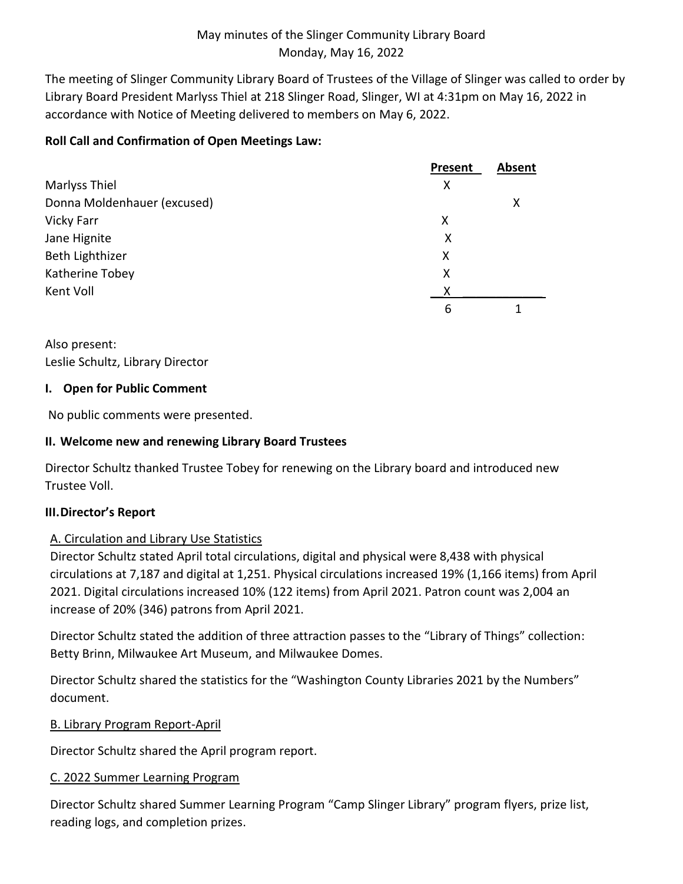May minutes of the Slinger Community Library Board
Monday, May 16, 2022

The meeting of Slinger Community Library Board of Trustees of the Village of Slinger was called to order by Library Board President Marlyss Thiel at 218 Slinger Road, Slinger, WI at 4:31pm on May 16, 2022 in accordance with Notice of Meeting delivered to members on May 6, 2022.

**Roll Call and Confirmation of Open Meetings Law:**

| | Present | Absent |
|---|---|---|
| Marlyss Thiel | X | |
| Donna Moldenhauer (excused) | | X |
| Vicky Farr | X | |
| Jane Hignite | X | |
| Beth Lighthizer | X | |
| Katherine Tobey | X | |
| Kent Voll | X | |
| | 6 | 1 |

Also present:
Leslie Schultz, Library Director

**I. Open for Public Comment**

No public comments were presented.

**II. Welcome new and renewing Library Board Trustees**

Director Schultz thanked Trustee Tobey for renewing on the Library board and introduced new Trustee Voll.

**III. Director's Report**

A. Circulation and Library Use Statistics

Director Schultz stated April total circulations, digital and physical were 8,438 with physical circulations at 7,187 and digital at 1,251. Physical circulations increased 19% (1,166 items) from April 2021. Digital circulations increased 10% (122 items) from April 2021. Patron count was 2,004 an increase of 20% (346) patrons from April 2021.

Director Schultz stated the addition of three attraction passes to the "Library of Things" collection: Betty Brinn, Milwaukee Art Museum, and Milwaukee Domes.

Director Schultz shared the statistics for the "Washington County Libraries 2021 by the Numbers" document.

B. Library Program Report-April

Director Schultz shared the April program report.

C. 2022 Summer Learning Program

Director Schultz shared Summer Learning Program "Camp Slinger Library" program flyers, prize list, reading logs, and completion prizes.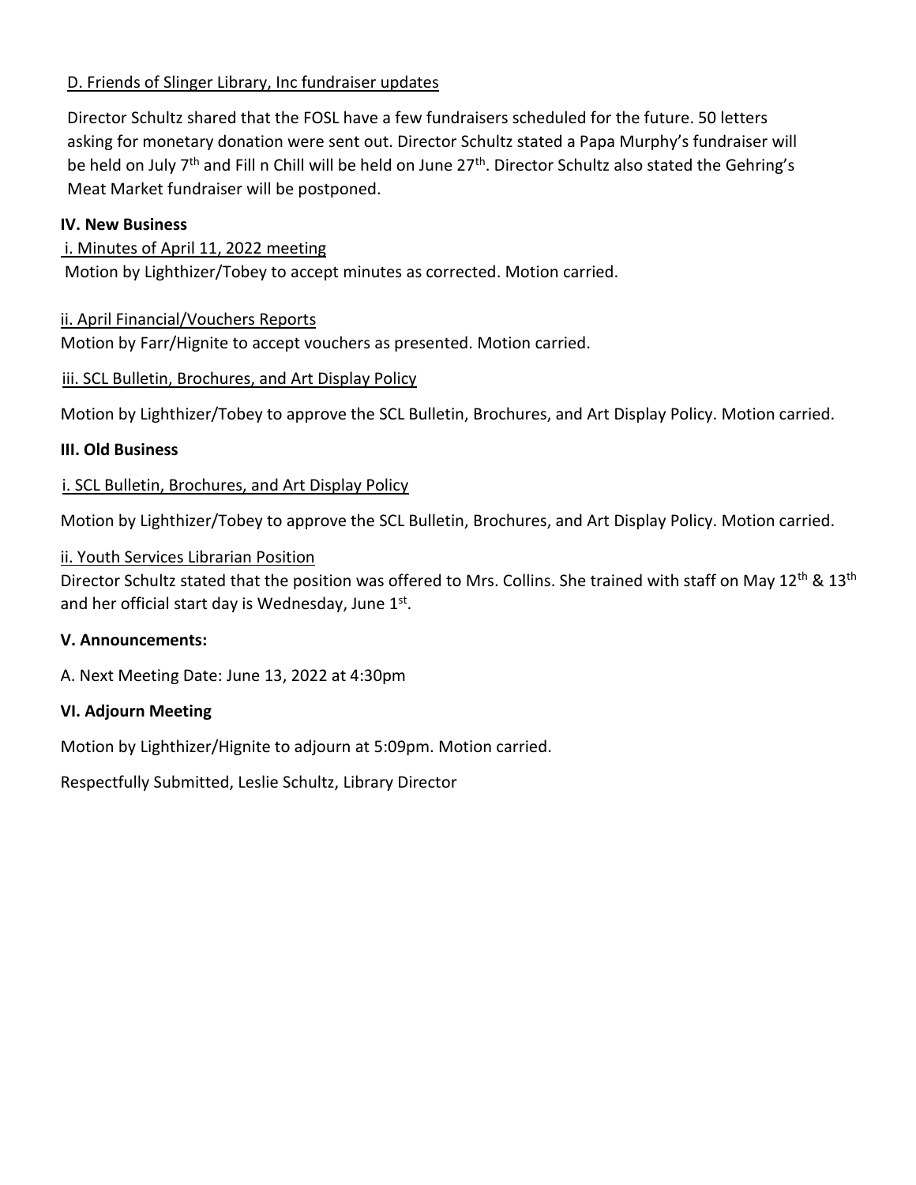D. Friends of Slinger Library, Inc fundraiser updates

Director Schultz shared that the FOSL have a few fundraisers scheduled for the future. 50 letters asking for monetary donation were sent out. Director Schultz stated a Papa Murphy's fundraiser will be held on July 7th and Fill n Chill will be held on June 27th. Director Schultz also stated the Gehring's Meat Market fundraiser will be postponed.

**IV. New Business**

i. Minutes of April 11, 2022 meeting

Motion by Lighthizer/Tobey to accept minutes as corrected. Motion carried.

ii. April Financial/Vouchers Reports

Motion by Farr/Hignite to accept vouchers as presented. Motion carried.

iii. SCL Bulletin, Brochures, and Art Display Policy

Motion by Lighthizer/Tobey to approve the SCL Bulletin, Brochures, and Art Display Policy. Motion carried.

**III. Old Business**

i. SCL Bulletin, Brochures, and Art Display Policy

Motion by Lighthizer/Tobey to approve the SCL Bulletin, Brochures, and Art Display Policy. Motion carried.

ii. Youth Services Librarian Position

Director Schultz stated that the position was offered to Mrs. Collins. She trained with staff on May 12th & 13th and her official start day is Wednesday, June 1st.

**V. Announcements:**

A. Next Meeting Date: June 13, 2022 at 4:30pm

**VI. Adjourn Meeting**

Motion by Lighthizer/Hignite to adjourn at 5:09pm. Motion carried.

Respectfully Submitted, Leslie Schultz, Library Director